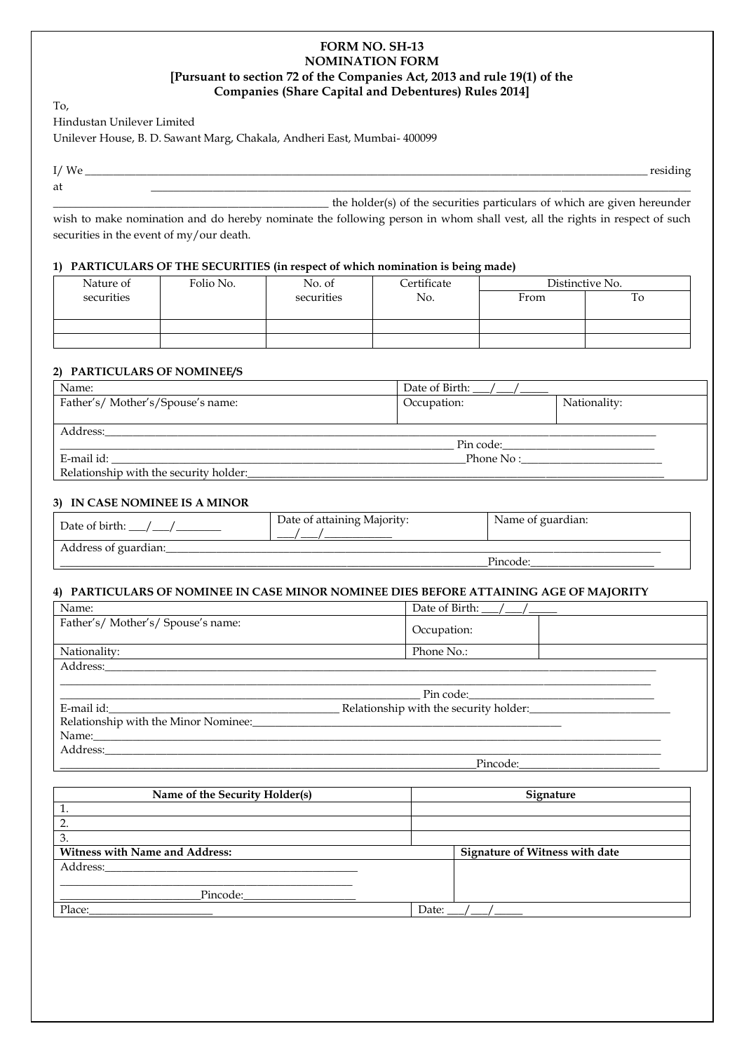**FORM NO. SH-13**
**NOMINATION FORM**
**[Pursuant to section 72 of the Companies Act, 2013 and rule 19(1) of the Companies (Share Capital and Debentures) Rules 2014]**

To,
Hindustan Unilever Limited
Unilever House, B. D. Sawant Marg, Chakala, Andheri East, Mumbai- 400099

I/ We ____________________________________________________________________________ residing at ____________________________________________________________________________ ____________________________________________ the holder(s) of the securities particulars of which are given hereunder wish to make nomination and do hereby nominate the following person in whom shall vest, all the rights in respect of such securities in the event of my/our death.

### 1) PARTICULARS OF THE SECURITIES (in respect of which nomination is being made)

| Nature of securities | Folio No. | No. of securities | Certificate No. | Distinctive No. | |
|---|---|---|---|---|---|
| | | | | From | To |
| | | | | | |
| | | | | | |

### 2) PARTICULARS OF NOMINEE/S

| Name: | Date of Birth: \_\_\_/\_\_\_/\_\_\_\_\_ | |
|---|---|---|
| Father's/ Mother's/Spouse's name: | Occupation: | Nationality: |

Address:____________________________________________________________________________
____________________________________________________________ Pin code:________________________
E-mail id: ____________________________________________________Phone No :________________________
Relationship with the security holder:____________________________________________________________

### 3) IN CASE NOMINEE IS A MINOR

| Date of birth: \_\_\_/\_\_\_/\_\_\_\_\_\_\_\_ | Date of attaining Majority: \_\_\_/\_\_\_/\_\_\_\_\_\_\_\_\_\_\_\_ | Name of guardian: |
|---|---|---|

Address of guardian:____________________________________________________________________________
____________________________________________________________Pincode:______________________

### 4) PARTICULARS OF NOMINEE IN CASE MINOR NOMINEE DIES BEFORE ATTAINING AGE OF MAJORITY

| Name: | Date of Birth: \_\_\_/\_\_\_/\_\_\_\_\_ | |
|---|---|---|
| Father's/ Mother's/ Spouse's name: | Occupation: | |
| Nationality: | Phone No.: | |

Address:____________________________________________________________________________
____________________________________________________________________________
____________________________________________________________ Pin code:______________________________
E-mail id:________________________________________ Relationship with the security holder:________________________
Relationship with the Minor Nominee:________________________________________________________
Name:____________________________________________________________________________
Address:____________________________________________________________________________
____________________________________________________________Pincode:________________________

| Name of the Security Holder(s) | Signature |
|---|---|
| 1. | |
| 2. | |
| 3. | |
| **Witness with Name and Address:** | **Signature of Witness with date** |
| Address:____________________________________________<br>____________________________________________<br>________________________Pincode:__________________ | |
| Place:______________________ | Date: \_\_\_/\_\_\_/\_\_\_\_\_ |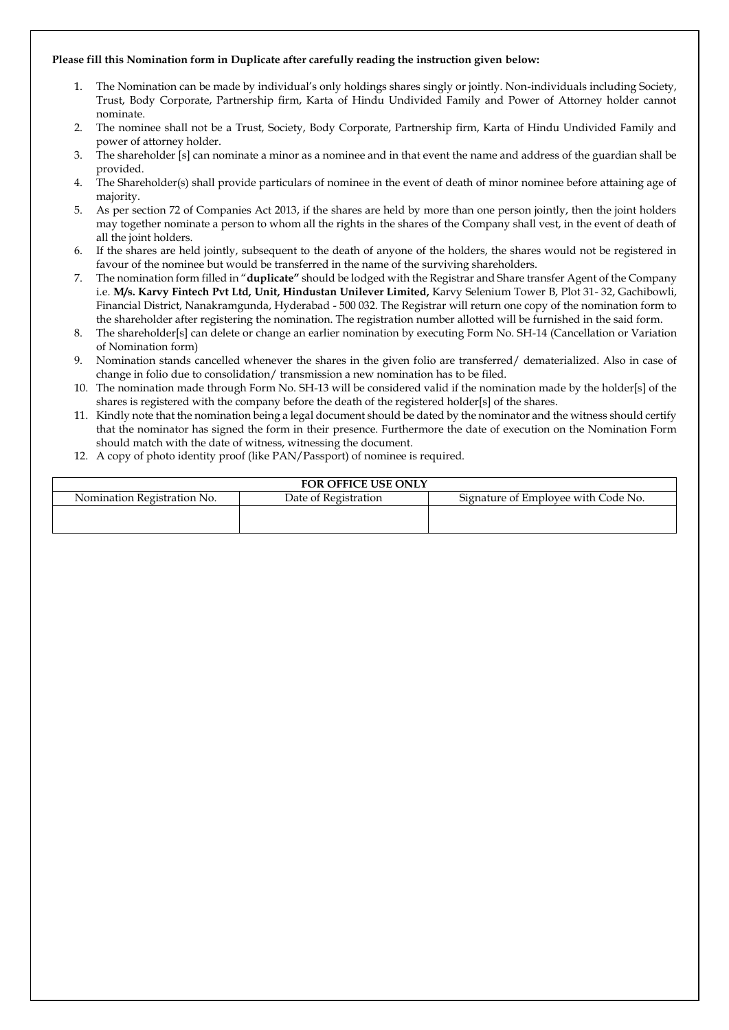**Please fill this Nomination form in Duplicate after carefully reading the instruction given below:**

1. The Nomination can be made by individual's only holdings shares singly or jointly. Non-individuals including Society, Trust, Body Corporate, Partnership firm, Karta of Hindu Undivided Family and Power of Attorney holder cannot nominate.
2. The nominee shall not be a Trust, Society, Body Corporate, Partnership firm, Karta of Hindu Undivided Family and power of attorney holder.
3. The shareholder [s] can nominate a minor as a nominee and in that event the name and address of the guardian shall be provided.
4. The Shareholder(s) shall provide particulars of nominee in the event of death of minor nominee before attaining age of majority.
5. As per section 72 of Companies Act 2013, if the shares are held by more than one person jointly, then the joint holders may together nominate a person to whom all the rights in the shares of the Company shall vest, in the event of death of all the joint holders.
6. If the shares are held jointly, subsequent to the death of anyone of the holders, the shares would not be registered in favour of the nominee but would be transferred in the name of the surviving shareholders.
7. The nomination form filled in "**duplicate"** should be lodged with the Registrar and Share transfer Agent of the Company i.e. **M/s. Karvy Fintech Pvt Ltd, Unit, Hindustan Unilever Limited,** Karvy Selenium Tower B, Plot 31- 32, Gachibowli, Financial District, Nanakramgunda, Hyderabad - 500 032. The Registrar will return one copy of the nomination form to the shareholder after registering the nomination. The registration number allotted will be furnished in the said form.
8. The shareholder[s] can delete or change an earlier nomination by executing Form No. SH-14 (Cancellation or Variation of Nomination form)
9. Nomination stands cancelled whenever the shares in the given folio are transferred/ dematerialized. Also in case of change in folio due to consolidation/ transmission a new nomination has to be filed.
10. The nomination made through Form No. SH-13 will be considered valid if the nomination made by the holder[s] of the shares is registered with the company before the death of the registered holder[s] of the shares.
11. Kindly note that the nomination being a legal document should be dated by the nominator and the witness should certify that the nominator has signed the form in their presence. Furthermore the date of execution on the Nomination Form should match with the date of witness, witnessing the document.
12. A copy of photo identity proof (like PAN/Passport) of nominee is required.

| **FOR OFFICE USE ONLY** | | |
|---|---|---|
| Nomination Registration No. | Date of Registration | Signature of Employee with Code No. |
| | | |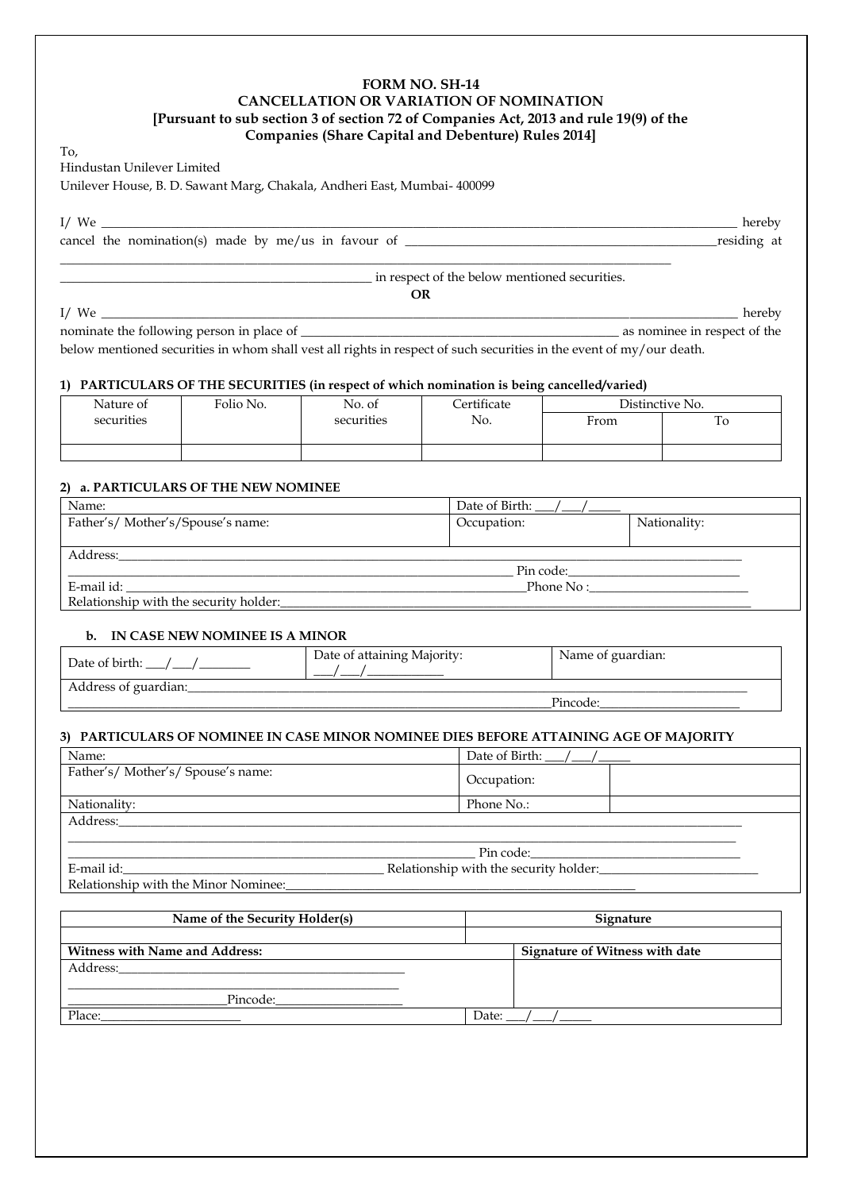**FORM NO. SH-14**
**CANCELLATION OR VARIATION OF NOMINATION**
**[Pursuant to sub section 3 of section 72 of Companies Act, 2013 and rule 19(9) of the Companies (Share Capital and Debenture) Rules 2014]**

To,
Hindustan Unilever Limited
Unilever House, B. D. Sawant Marg, Chakala, Andheri East, Mumbai- 400099

I/ We ____________________________________________________________ hereby cancel the nomination(s) made by me/us in favour of ______________________________residing at ____________________________________________________________
______________________________ in respect of the below mentioned securities.

**OR**

I/ We ____________________________________________________________ hereby nominate the following person in place of ______________________________ as nominee in respect of the below mentioned securities in whom shall vest all rights in respect of such securities in the event of my/our death.

**1) PARTICULARS OF THE SECURITIES (in respect of which nomination is being cancelled/varied)**

| Nature of securities | Folio No. | No. of securities | Certificate No. | Distinctive No. | |
|---|---|---|---|---|---|
| | | | | From | To |
| | | | | | |

**2) a. PARTICULARS OF THE NEW NOMINEE**

| Name: | Date of Birth: ___/___/_____ | |
|---|---|---|
| Father's/ Mother's/Spouse's name: | Occupation: | Nationality: |
| Address:______________________________ Pin code:______________ | | |
| E-mail id: ______________________________ Phone No :______________ | | |
| Relationship with the security holder:______________________________ | | |

**b. IN CASE NEW NOMINEE IS A MINOR**

| Date of birth: ___/___/________ | Date of attaining Majority: ___/___/___________ | Name of guardian: |
|---|---|---|
| Address of guardian:______________________________ Pincode:______________ | | |

**3) PARTICULARS OF NOMINEE IN CASE MINOR NOMINEE DIES BEFORE ATTAINING AGE OF MAJORITY**

| Name: | Date of Birth: ___/___/_____ | |
|---|---|---|
| Father's/ Mother's/ Spouse's name: | Occupation: | |
| Nationality: | Phone No.: | |
| Address:______________________________ Pin code:______________ | | |
| E-mail id:______________________ Relationship with the security holder:______________ | | |
| Relationship with the Minor Nominee:______________________________ | | |

| Name of the Security Holder(s) | Signature |
|---|---|
| | |
| **Witness with Name and Address:** | **Signature of Witness with date** |
| Address:______________________________ Pincode:______________ | |
| Place:______________ | Date: ___/___/_____ |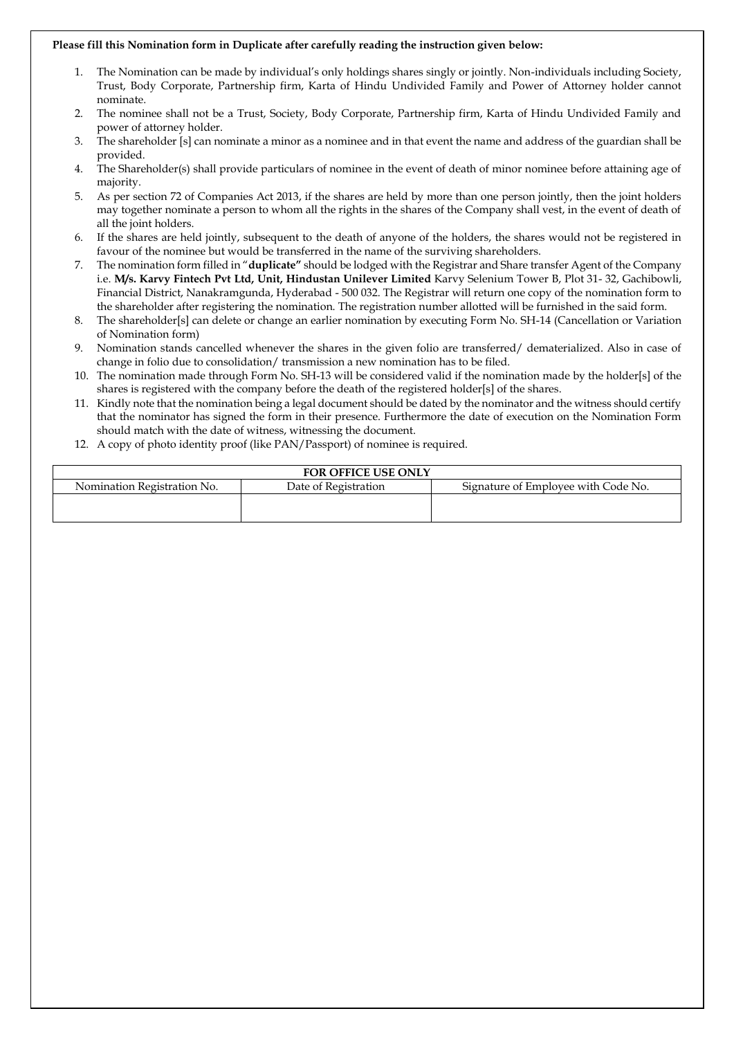**Please fill this Nomination form in Duplicate after carefully reading the instruction given below:**

1. The Nomination can be made by individual's only holdings shares singly or jointly. Non-individuals including Society, Trust, Body Corporate, Partnership firm, Karta of Hindu Undivided Family and Power of Attorney holder cannot nominate.
2. The nominee shall not be a Trust, Society, Body Corporate, Partnership firm, Karta of Hindu Undivided Family and power of attorney holder.
3. The shareholder [s] can nominate a minor as a nominee and in that event the name and address of the guardian shall be provided.
4. The Shareholder(s) shall provide particulars of nominee in the event of death of minor nominee before attaining age of majority.
5. As per section 72 of Companies Act 2013, if the shares are held by more than one person jointly, then the joint holders may together nominate a person to whom all the rights in the shares of the Company shall vest, in the event of death of all the joint holders.
6. If the shares are held jointly, subsequent to the death of anyone of the holders, the shares would not be registered in favour of the nominee but would be transferred in the name of the surviving shareholders.
7. The nomination form filled in "**duplicate**" should be lodged with the Registrar and Share transfer Agent of the Company i.e. **M/s. Karvy Fintech Pvt Ltd, Unit, Hindustan Unilever Limited** Karvy Selenium Tower B, Plot 31- 32, Gachibowli, Financial District, Nanakramgunda, Hyderabad - 500 032. The Registrar will return one copy of the nomination form to the shareholder after registering the nomination. The registration number allotted will be furnished in the said form.
8. The shareholder[s] can delete or change an earlier nomination by executing Form No. SH-14 (Cancellation or Variation of Nomination form)
9. Nomination stands cancelled whenever the shares in the given folio are transferred/ dematerialized. Also in case of change in folio due to consolidation/ transmission a new nomination has to be filed.
10. The nomination made through Form No. SH-13 will be considered valid if the nomination made by the holder[s] of the shares is registered with the company before the death of the registered holder[s] of the shares.
11. Kindly note that the nomination being a legal document should be dated by the nominator and the witness should certify that the nominator has signed the form in their presence. Furthermore the date of execution on the Nomination Form should match with the date of witness, witnessing the document.
12. A copy of photo identity proof (like PAN/Passport) of nominee is required.

| **FOR OFFICE USE ONLY** | | |
|---|---|---|
| Nomination Registration No. | Date of Registration | Signature of Employee with Code No. |
| | | |